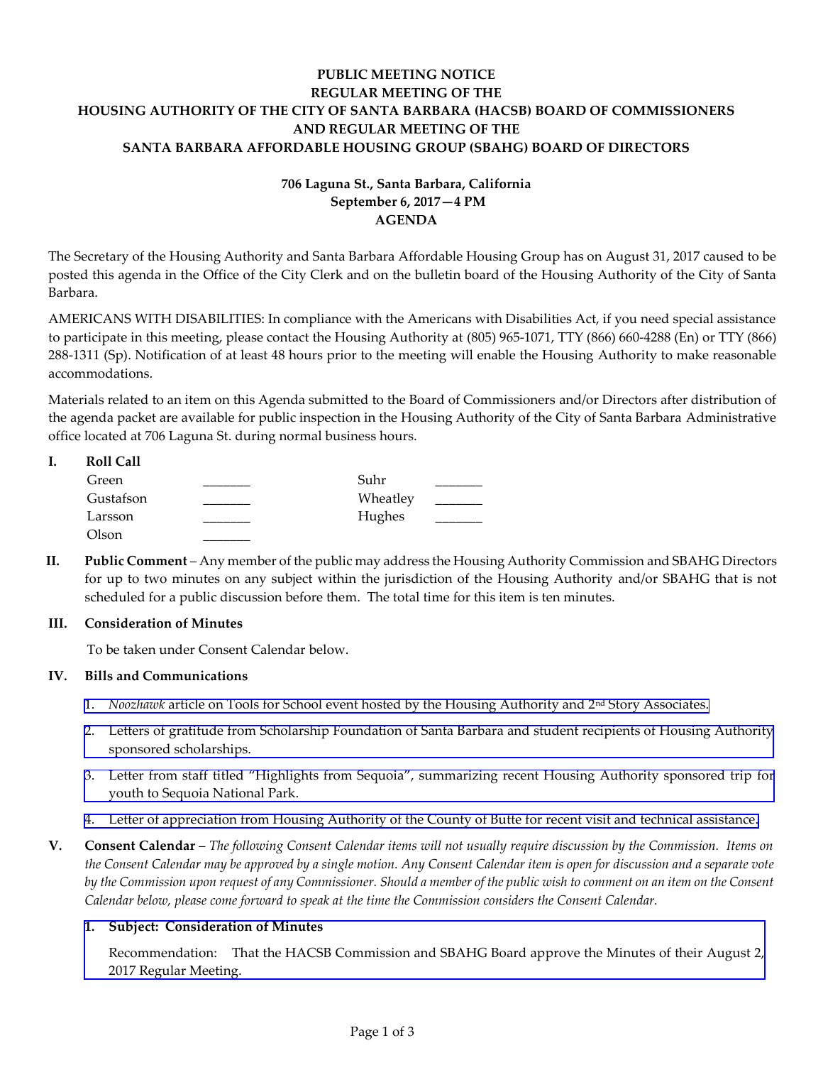**PUBLIC MEETING NOTICE**
**REGULAR MEETING OF THE**
**HOUSING AUTHORITY OF THE CITY OF SANTA BARBARA (HACSB) BOARD OF COMMISSIONERS**
**AND REGULAR MEETING OF THE**
**SANTA BARBARA AFFORDABLE HOUSING GROUP (SBAHG) BOARD OF DIRECTORS**

**706 Laguna St., Santa Barbara, California**
**September 6, 2017—4 PM**
**AGENDA**

The Secretary of the Housing Authority and Santa Barbara Affordable Housing Group has on August 31, 2017 caused to be posted this agenda in the Office of the City Clerk and on the bulletin board of the Housing Authority of the City of Santa Barbara.

AMERICANS WITH DISABILITIES: In compliance with the Americans with Disabilities Act, if you need special assistance to participate in this meeting, please contact the Housing Authority at (805) 965-1071, TTY (866) 660-4288 (En) or TTY (866) 288-1311 (Sp). Notification of at least 48 hours prior to the meeting will enable the Housing Authority to make reasonable accommodations.

Materials related to an item on this Agenda submitted to the Board of Commissioners and/or Directors after distribution of the agenda packet are available for public inspection in the Housing Authority of the City of Santa Barbara Administrative office located at 706 Laguna St. during normal business hours.

**I. Roll Call**

| | | | |
|---|---|---|---|
| Green | _______ | Suhr | _______ |
| Gustafson | _______ | Wheatley | _______ |
| Larsson | _______ | Hughes | _______ |
| Olson | _______ | | |

**II. Public Comment** – Any member of the public may address the Housing Authority Commission and SBAHG Directors for up to two minutes on any subject within the jurisdiction of the Housing Authority and/or SBAHG that is not scheduled for a public discussion before them. The total time for this item is ten minutes.

**III. Consideration of Minutes**

To be taken under Consent Calendar below.

**IV. Bills and Communications**

1. *Noozhawk* article on Tools for School event hosted by the Housing Authority and 2nd Story Associates.
2. Letters of gratitude from Scholarship Foundation of Santa Barbara and student recipients of Housing Authority sponsored scholarships.
3. Letter from staff titled "Highlights from Sequoia", summarizing recent Housing Authority sponsored trip for youth to Sequoia National Park.
4. Letter of appreciation from Housing Authority of the County of Butte for recent visit and technical assistance.

**V. Consent Calendar** – *The following Consent Calendar items will not usually require discussion by the Commission. Items on the Consent Calendar may be approved by a single motion. Any Consent Calendar item is open for discussion and a separate vote by the Commission upon request of any Commissioner. Should a member of the public wish to comment on an item on the Consent Calendar below, please come forward to speak at the time the Commission considers the Consent Calendar.*

**1. Subject: Consideration of Minutes**

Recommendation: That the HACSB Commission and SBAHG Board approve the Minutes of their August 2, 2017 Regular Meeting.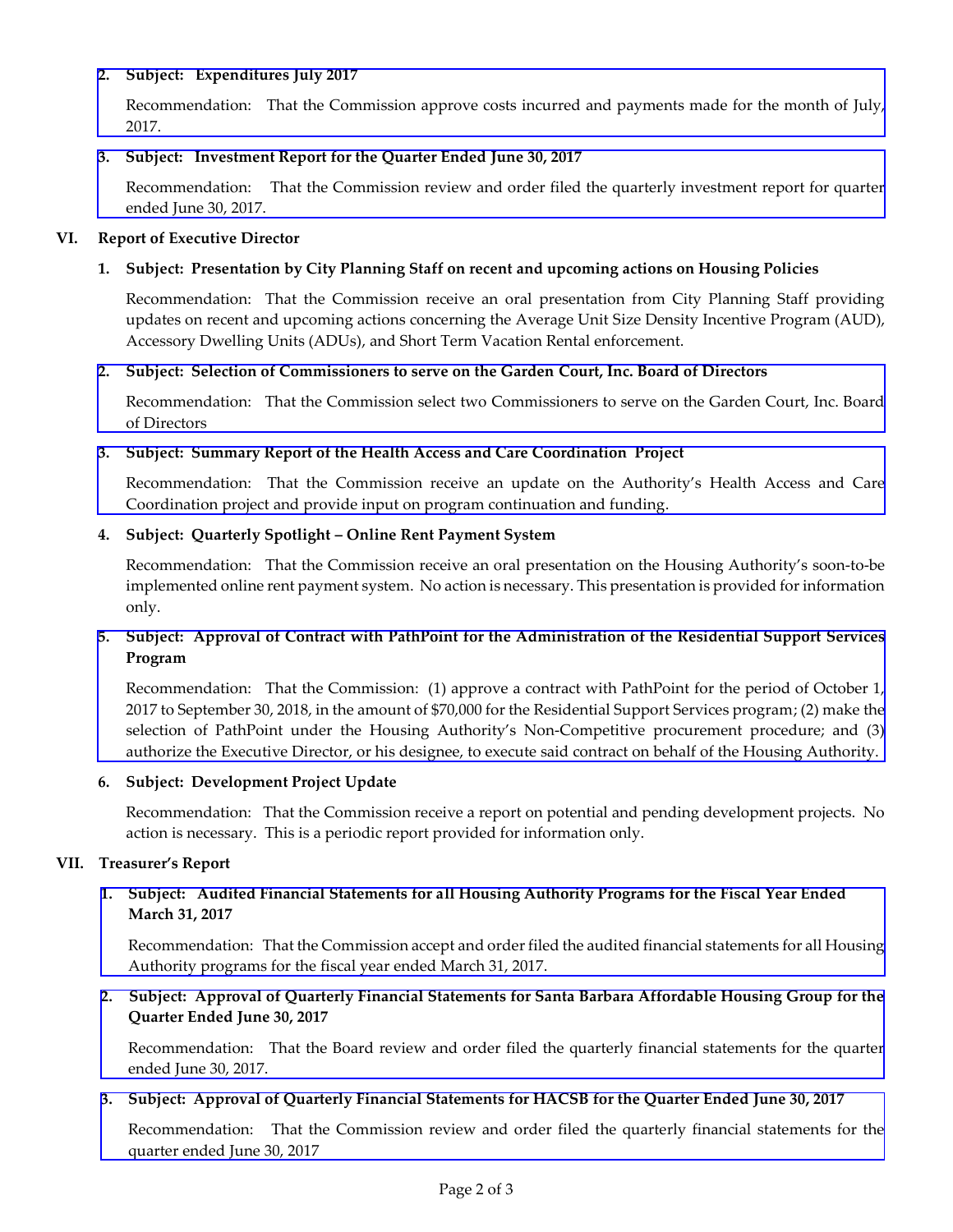2. **Subject: Expenditures July 2017**

   Recommendation: That the Commission approve costs incurred and payments made for the month of July, 2017.

3. **Subject: Investment Report for the Quarter Ended June 30, 2017**

   Recommendation: That the Commission review and order filed the quarterly investment report for quarter ended June 30, 2017.

## VI. Report of Executive Director

1. **Subject: Presentation by City Planning Staff on recent and upcoming actions on Housing Policies**

   Recommendation: That the Commission receive an oral presentation from City Planning Staff providing updates on recent and upcoming actions concerning the Average Unit Size Density Incentive Program (AUD), Accessory Dwelling Units (ADUs), and Short Term Vacation Rental enforcement.

2. **Subject: Selection of Commissioners to serve on the Garden Court, Inc. Board of Directors**

   Recommendation: That the Commission select two Commissioners to serve on the Garden Court, Inc. Board of Directors

3. **Subject: Summary Report of the Health Access and Care Coordination Project**

   Recommendation: That the Commission receive an update on the Authority's Health Access and Care Coordination project and provide input on program continuation and funding.

4. **Subject: Quarterly Spotlight – Online Rent Payment System**

   Recommendation: That the Commission receive an oral presentation on the Housing Authority's soon-to-be implemented online rent payment system. No action is necessary. This presentation is provided for information only.

5. **Subject: Approval of Contract with PathPoint for the Administration of the Residential Support Services Program**

   Recommendation: That the Commission: (1) approve a contract with PathPoint for the period of October 1, 2017 to September 30, 2018, in the amount of $70,000 for the Residential Support Services program; (2) make the selection of PathPoint under the Housing Authority's Non-Competitive procurement procedure; and (3) authorize the Executive Director, or his designee, to execute said contract on behalf of the Housing Authority.

6. **Subject: Development Project Update**

   Recommendation: That the Commission receive a report on potential and pending development projects. No action is necessary. This is a periodic report provided for information only.

## VII. Treasurer's Report

1. **Subject: Audited Financial Statements for all Housing Authority Programs for the Fiscal Year Ended March 31, 2017**

   Recommendation: That the Commission accept and order filed the audited financial statements for all Housing Authority programs for the fiscal year ended March 31, 2017.

2. **Subject: Approval of Quarterly Financial Statements for Santa Barbara Affordable Housing Group for the Quarter Ended June 30, 2017**

   Recommendation: That the Board review and order filed the quarterly financial statements for the quarter ended June 30, 2017.

3. **Subject: Approval of Quarterly Financial Statements for HACSB for the Quarter Ended June 30, 2017**

   Recommendation: That the Commission review and order filed the quarterly financial statements for the quarter ended June 30, 2017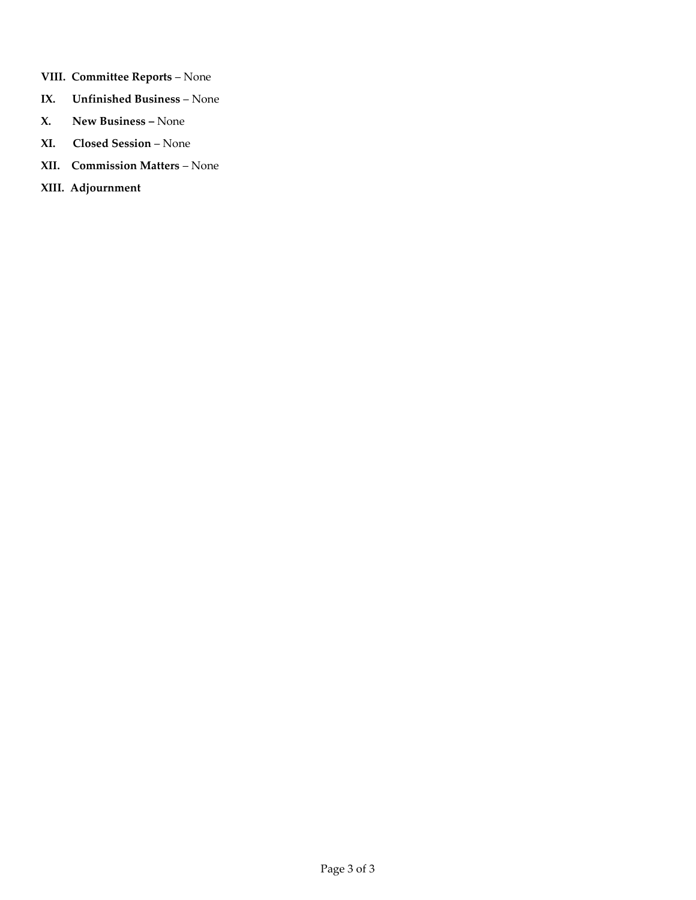**VIII. Committee Reports** – None

**IX. Unfinished Business** – None

**X. New Business –** None

**XI. Closed Session** – None

**XII. Commission Matters** – None

**XIII. Adjournment**